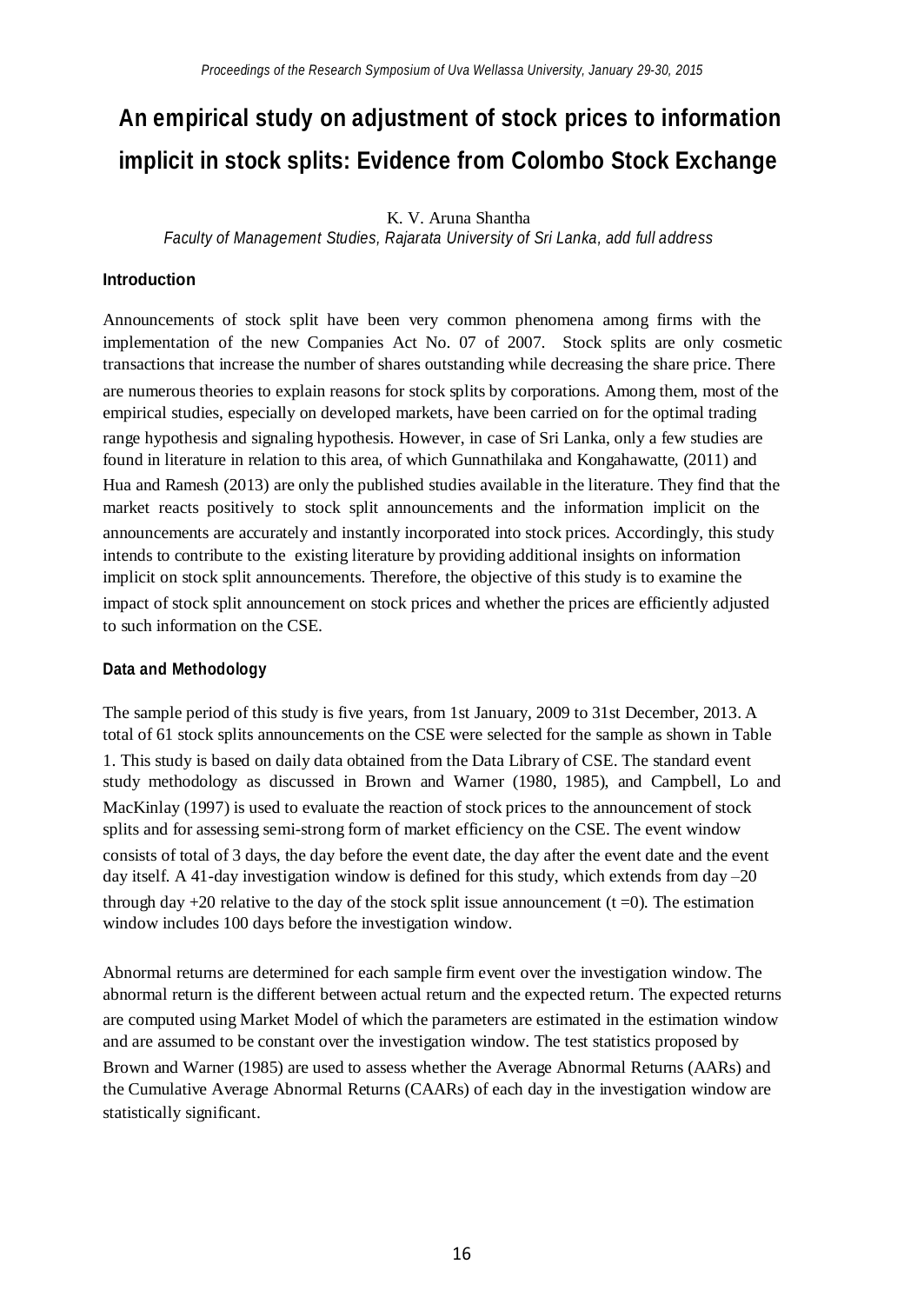# An empirical study on adjustment of stock prices to information implicit in stock splits: Evidence from Colombo Stock Exchange

K. V. Aruna Shantha

*Faculty of Management Studies, Rajarata University of Sri Lanka, add full address*

### Introduction

Announcements of stock split have been very common phenomena among firms with the implementation of the new Companies Act No. 07 of 2007. Stock splits are only cosmetic transactions that increase the number of shares outstanding while decreasing the share price. There are numerous theories to explain reasons for stock splits by corporations. Among them, most of the empirical studies, especially on developed markets, have been carried on for the optimal trading range hypothesis and signaling hypothesis. However, in case of Sri Lanka, only a few studies are found in literature in relation to this area, of which Gunnathilaka and Kongahawatte, (2011) and Hua and Ramesh (2013) are only the published studies available in the literature. They find that the market reacts positively to stock split announcements and the information implicit on the announcements are accurately and instantly incorporated into stock prices. Accordingly, this study intends to contribute to the existing literature by providing additional insights on information implicit on stock split announcements. Therefore, the objective of this study is to examine the impact of stock split announcement on stock prices and whether the prices are efficiently adjusted to such information on the CSE.

### Data and Methodology

The sample period of this study is five years, from 1st January, 2009 to 31st December, 2013. A total of 61 stock splits announcements on the CSE were selected for the sample as shown in Table 1. This study is based on daily data obtained from the Data Library of CSE. The standard event study methodology as discussed in Brown and Warner (1980, 1985), and Campbell, Lo and MacKinlay (1997) is used to evaluate the reaction of stock prices to the announcement of stock splits and for assessing semi-strong form of market efficiency on the CSE. The event window consists of total of 3 days, the day before the event date, the day after the event date and the event day itself. A 41-day investigation window is defined for this study, which extends from day –20 through day +20 relative to the day of the stock split issue announcement ($t = 0$). The estimation window includes 100 days before the investigation window.

Abnormal returns are determined for each sample firm event over the investigation window. The abnormal return is the different between actual return and the expected return. The expected returns are computed using Market Model of which the parameters are estimated in the estimation window and are assumed to be constant over the investigation window. The test statistics proposed by Brown and Warner (1985) are used to assess whether the Average Abnormal Returns (AARs) and the Cumulative Average Abnormal Returns (CAARs) of each day in the investigation window are statistically significant.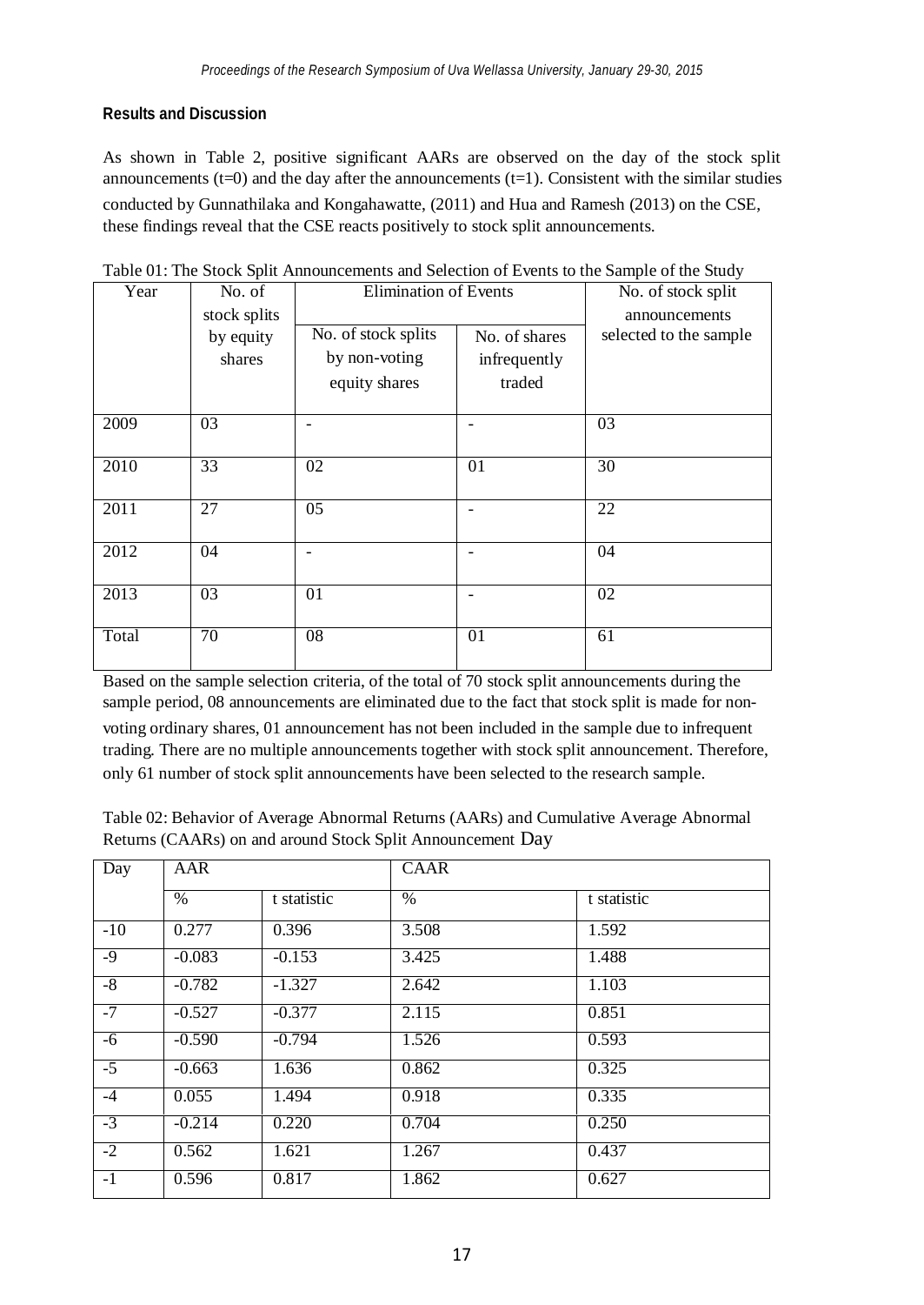## Results and Discussion

As shown in Table 2, positive significant AARs are observed on the day of the stock split announcements (t=0) and the day after the announcements (t=1). Consistent with the similar studies conducted by Gunnathilaka and Kongahawatte, (2011) and Hua and Ramesh (2013) on the CSE, these findings reveal that the CSE reacts positively to stock split announcements.

Table 01: The Stock Split Announcements and Selection of Events to the Sample of the Study

| Year | No. of stock splits by equity shares | Elimination of Events | | No. of stock split announcements selected to the sample |
|---|---|---|---|---|
| | | No. of stock splits by non-voting equity shares | No. of shares infrequently traded | |
| 2009 | 03 | - | - | 03 |
| 2010 | 33 | 02 | 01 | 30 |
| 2011 | 27 | 05 | - | 22 |
| 2012 | 04 | - | - | 04 |
| 2013 | 03 | 01 | - | 02 |
| Total | 70 | 08 | 01 | 61 |

Based on the sample selection criteria, of the total of 70 stock split announcements during the sample period, 08 announcements are eliminated due to the fact that stock split is made for non-voting ordinary shares, 01 announcement has not been included in the sample due to infrequent trading. There are no multiple announcements together with stock split announcement. Therefore, only 61 number of stock split announcements have been selected to the research sample.

Table 02: Behavior of Average Abnormal Returns (AARs) and Cumulative Average Abnormal Returns (CAARs) on and around Stock Split Announcement Day

| Day | AAR | | CAAR | |
|---|---|---|---|---|
| | % | t statistic | % | t statistic |
| -10 | 0.277 | 0.396 | 3.508 | 1.592 |
| -9 | -0.083 | -0.153 | 3.425 | 1.488 |
| -8 | -0.782 | -1.327 | 2.642 | 1.103 |
| -7 | -0.527 | -0.377 | 2.115 | 0.851 |
| -6 | -0.590 | -0.794 | 1.526 | 0.593 |
| -5 | -0.663 | 1.636 | 0.862 | 0.325 |
| -4 | 0.055 | 1.494 | 0.918 | 0.335 |
| -3 | -0.214 | 0.220 | 0.704 | 0.250 |
| -2 | 0.562 | 1.621 | 1.267 | 0.437 |
| -1 | 0.596 | 0.817 | 1.862 | 0.627 |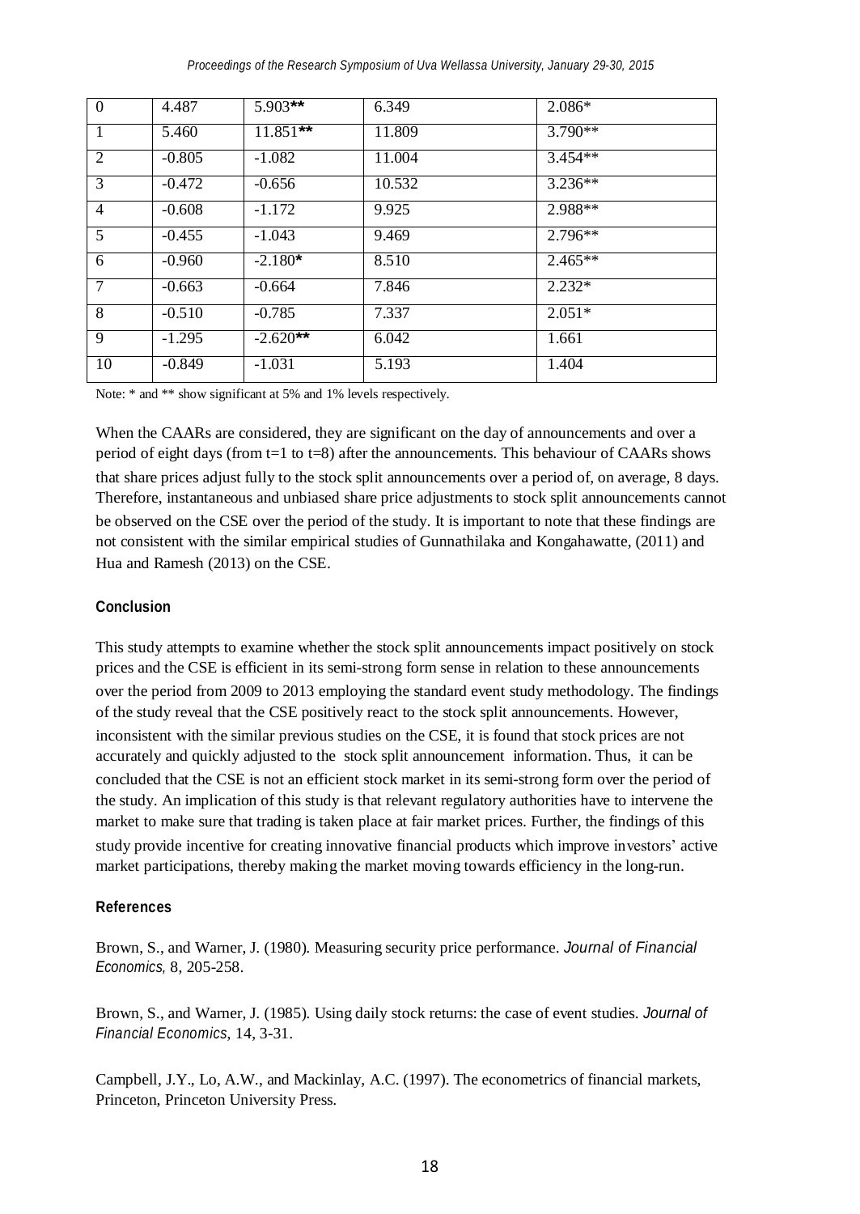| 0 | 4.487 | 5.903** | 6.349 | 2.086* |
|---|---|---|---|---|
| 1 | 5.460 | 11.851** | 11.809 | 3.790** |
| 2 | -0.805 | -1.082 | 11.004 | 3.454** |
| 3 | -0.472 | -0.656 | 10.532 | 3.236** |
| 4 | -0.608 | -1.172 | 9.925 | 2.988** |
| 5 | -0.455 | -1.043 | 9.469 | 2.796** |
| 6 | -0.960 | -2.180* | 8.510 | 2.465** |
| 7 | -0.663 | -0.664 | 7.846 | 2.232* |
| 8 | -0.510 | -0.785 | 7.337 | 2.051* |
| 9 | -1.295 | -2.620** | 6.042 | 1.661 |
| 10 | -0.849 | -1.031 | 5.193 | 1.404 |

Note: * and ** show significant at 5% and 1% levels respectively.

When the CAARs are considered, they are significant on the day of announcements and over a period of eight days (from t=1 to t=8) after the announcements. This behaviour of CAARs shows that share prices adjust fully to the stock split announcements over a period of, on average, 8 days. Therefore, instantaneous and unbiased share price adjustments to stock split announcements cannot be observed on the CSE over the period of the study. It is important to note that these findings are not consistent with the similar empirical studies of Gunnathilaka and Kongahawatte, (2011) and Hua and Ramesh (2013) on the CSE.

## Conclusion

This study attempts to examine whether the stock split announcements impact positively on stock prices and the CSE is efficient in its semi-strong form sense in relation to these announcements over the period from 2009 to 2013 employing the standard event study methodology. The findings of the study reveal that the CSE positively react to the stock split announcements. However, inconsistent with the similar previous studies on the CSE, it is found that stock prices are not accurately and quickly adjusted to the stock split announcement information. Thus, it can be concluded that the CSE is not an efficient stock market in its semi-strong form over the period of the study. An implication of this study is that relevant regulatory authorities have to intervene the market to make sure that trading is taken place at fair market prices. Further, the findings of this study provide incentive for creating innovative financial products which improve investors' active market participations, thereby making the market moving towards efficiency in the long-run.

## References

Brown, S., and Warner, J. (1980). Measuring security price performance. *Journal of Financial Economics,* 8, 205-258.

Brown, S., and Warner, J. (1985). Using daily stock returns: the case of event studies. *Journal of Financial Economics*, 14, 3-31.

Campbell, J.Y., Lo, A.W., and Mackinlay, A.C. (1997). The econometrics of financial markets, Princeton, Princeton University Press.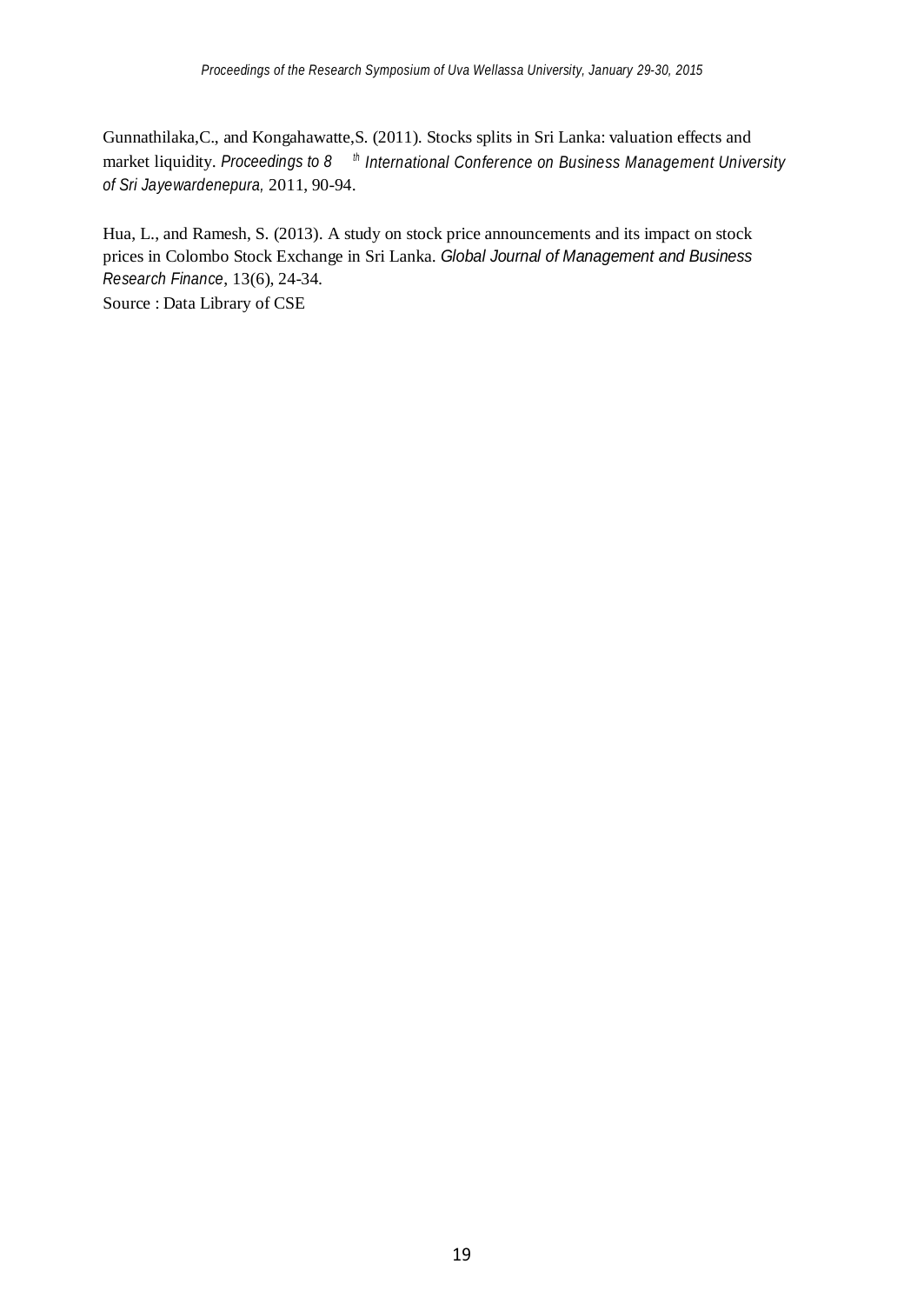Gunnathilaka,C., and Kongahawatte,S. (2011). Stocks splits in Sri Lanka: valuation effects and market liquidity. *Proceedings to 8 th International Conference on Business Management University of Sri Jayewardenepura,* 2011, 90-94.

Hua, L., and Ramesh, S. (2013). A study on stock price announcements and its impact on stock prices in Colombo Stock Exchange in Sri Lanka. *Global Journal of Management and Business Research Finance*, 13(6), 24-34.

Source : Data Library of CSE